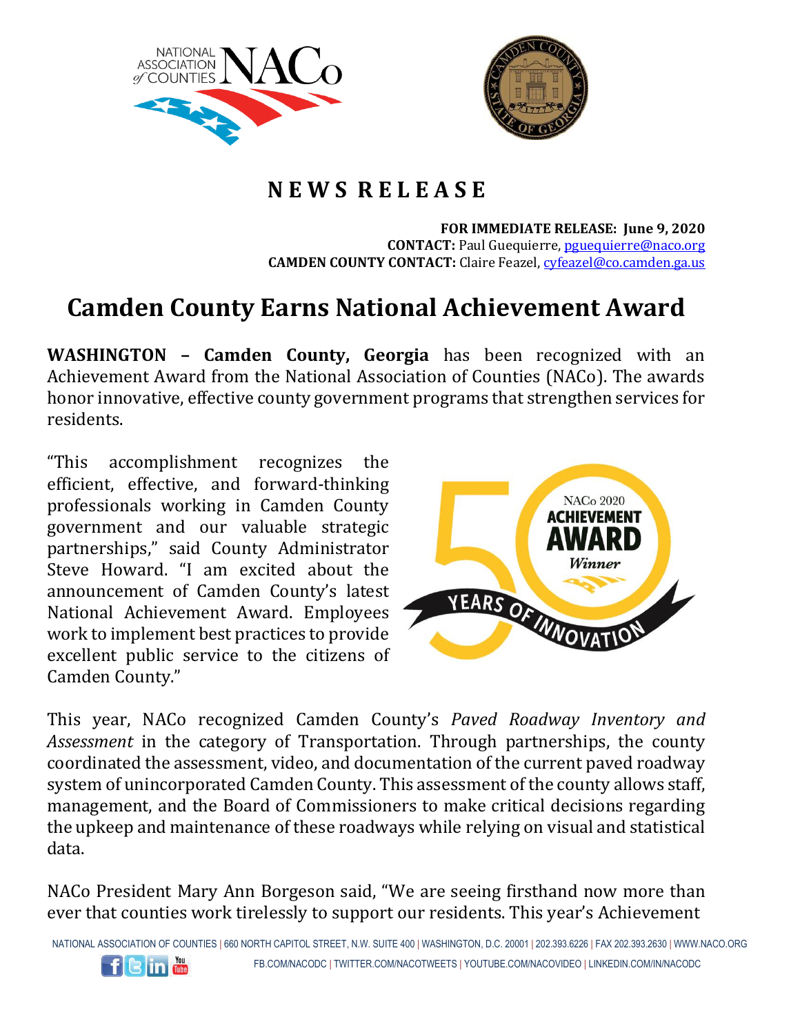# NEWS RELEASE

**FOR IMMEDIATE RELEASE: June 9, 2020**
**CONTACT:** Paul Guequierre, pguequierre@naco.org
**CAMDEN COUNTY CONTACT:** Claire Feazel, cyfeazel@co.camden.ga.us

# Camden County Earns National Achievement Award

**WASHINGTON – Camden County, Georgia** has been recognized with an Achievement Award from the National Association of Counties (NACo). The awards honor innovative, effective county government programs that strengthen services for residents.

"This accomplishment recognizes the efficient, effective, and forward-thinking professionals working in Camden County government and our valuable strategic partnerships," said County Administrator Steve Howard. "I am excited about the announcement of Camden County's latest National Achievement Award. Employees work to implement best practices to provide excellent public service to the citizens of Camden County."

This year, NACo recognized Camden County's *Paved Roadway Inventory and Assessment* in the category of Transportation. Through partnerships, the county coordinated the assessment, video, and documentation of the current paved roadway system of unincorporated Camden County. This assessment of the county allows staff, management, and the Board of Commissioners to make critical decisions regarding the upkeep and maintenance of these roadways while relying on visual and statistical data.

NACo President Mary Ann Borgeson said, "We are seeing firsthand now more than ever that counties work tirelessly to support our residents. This year's Achievement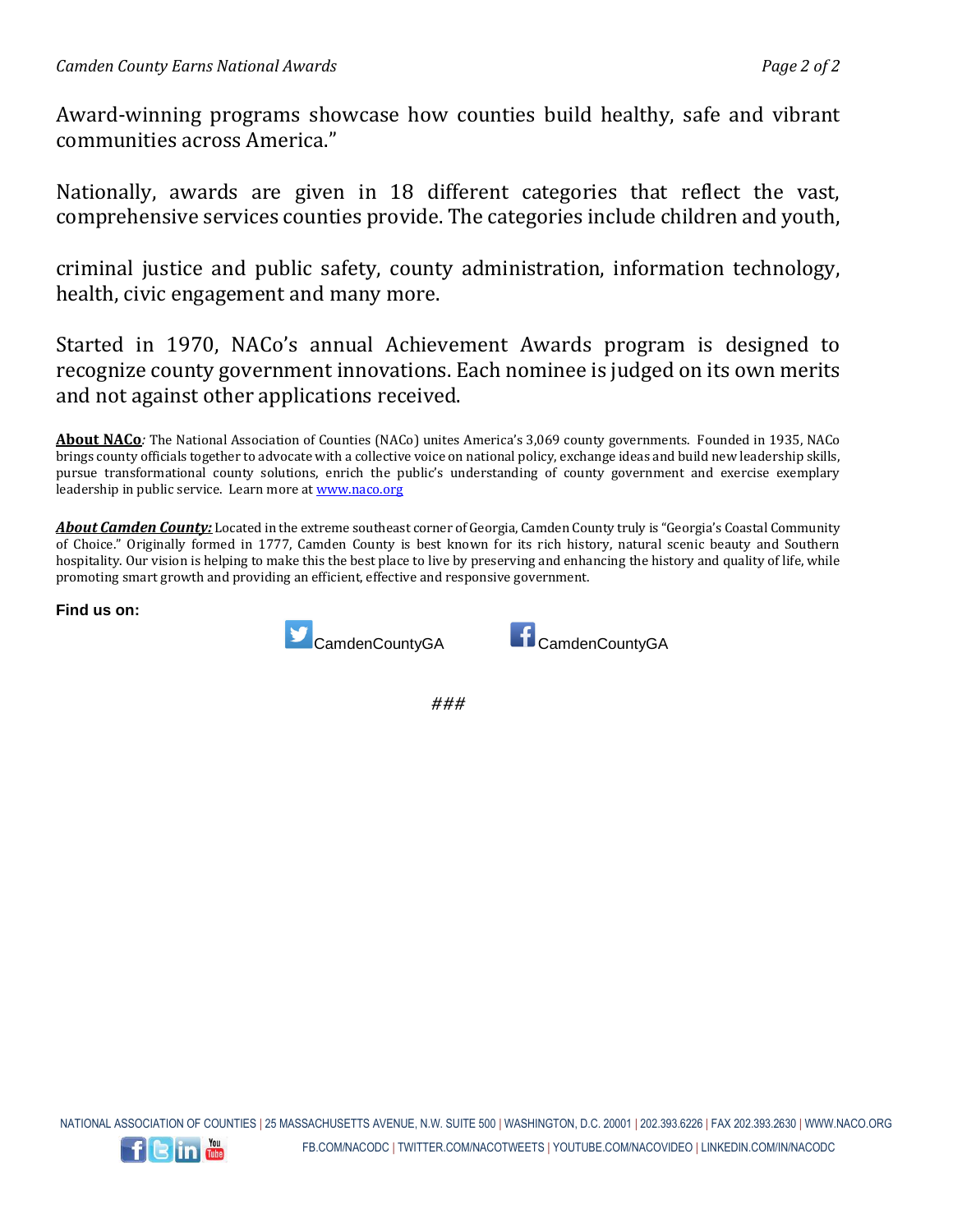Award-winning programs showcase how counties build healthy, safe and vibrant communities across America."

Nationally, awards are given in 18 different categories that reflect the vast, comprehensive services counties provide. The categories include children and youth,

criminal justice and public safety, county administration, information technology, health, civic engagement and many more.

Started in 1970, NACo's annual Achievement Awards program is designed to recognize county government innovations. Each nominee is judged on its own merits and not against other applications received.

**About NACo***:* The National Association of Counties (NACo) unites America's 3,069 county governments. Founded in 1935, NACo brings county officials together to advocate with a collective voice on national policy, exchange ideas and build new leadership skills, pursue transformational county solutions, enrich the public's understanding of county government and exercise exemplary leadership in public service. Learn more at www.naco.org

***About Camden County:*** Located in the extreme southeast corner of Georgia, Camden County truly is "Georgia's Coastal Community of Choice." Originally formed in 1777, Camden County is best known for its rich history, natural scenic beauty and Southern hospitality. Our vision is helping to make this the best place to live by preserving and enhancing the history and quality of life, while promoting smart growth and providing an efficient, effective and responsive government.

**Find us on:**

CamdenCountyGA CamdenCountyGA

###

NATIONAL ASSOCIATION OF COUNTIES | 25 MASSACHUSETTS AVENUE, N.W. SUITE 500 | WASHINGTON, D.C. 20001 | 202.393.6226 | FAX 202.393.2630 | WWW.NACO.ORG

FB.COM/NACODC | TWITTER.COM/NACOTWEETS | YOUTUBE.COM/NACOVIDEO | LINKEDIN.COM/IN/NACODC